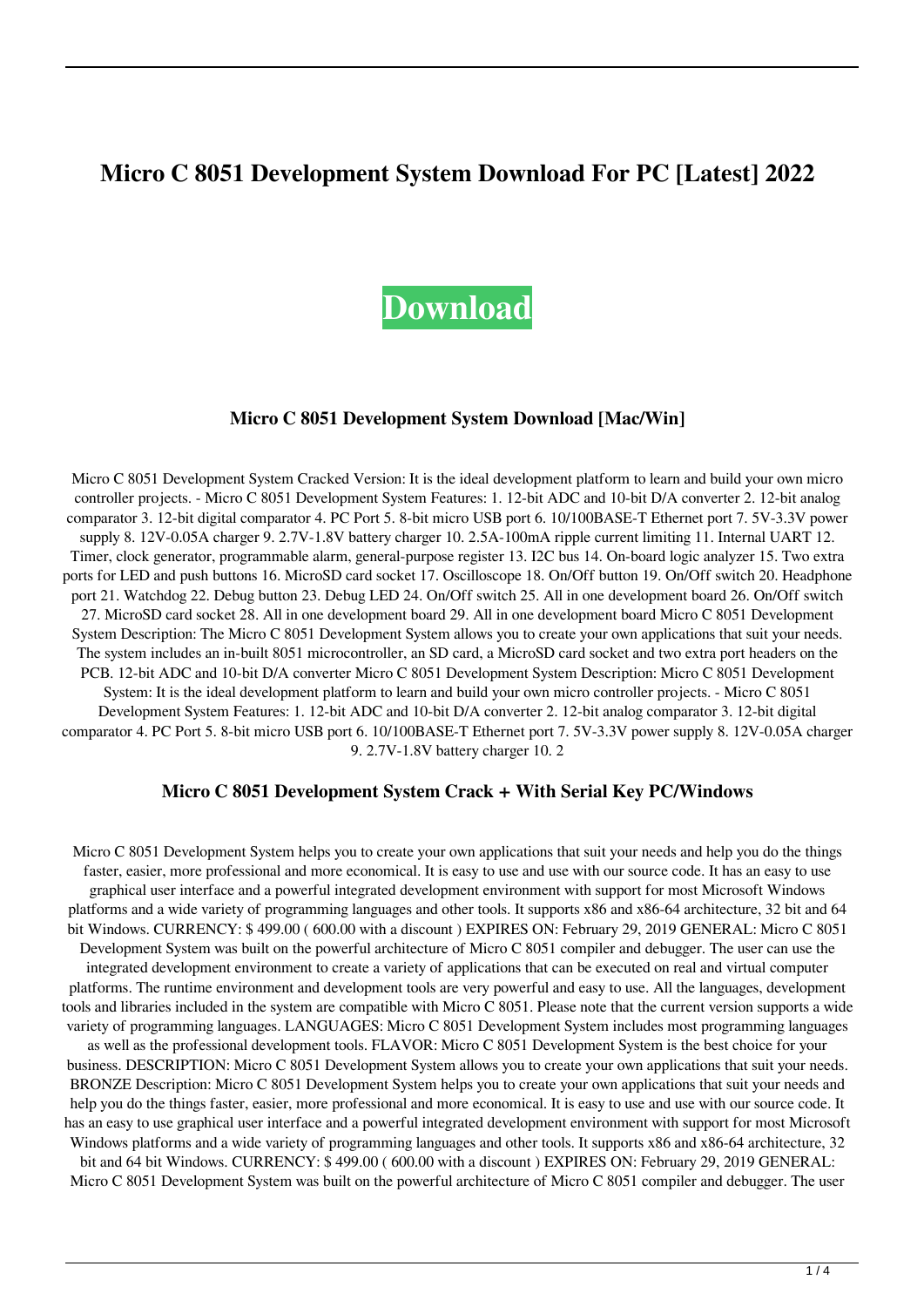# Micro C 8051 Development System Download For PC [Latest] 2022

**Download**

## Micro C 8051 Development System Download [Mac/Win]

Micro C 8051 Development System Cracked Version: It is the ideal development platform to learn and build your own micro controller projects. - Micro C 8051 Development System Features: 1. 12-bit ADC and 10-bit D/A converter 2. 12-bit analog comparator 3. 12-bit digital comparator 4. PC Port 5. 8-bit micro USB port 6. 10/100BASE-T Ethernet port 7. 5V-3.3V power supply 8. 12V-0.05A charger 9. 2.7V-1.8V battery charger 10. 2.5A-100mA ripple current limiting 11. Internal UART 12. Timer, clock generator, programmable alarm, general-purpose register 13. I2C bus 14. On-board logic analyzer 15. Two extra ports for LED and push buttons 16. MicroSD card socket 17. Oscilloscope 18. On/Off button 19. On/Off switch 20. Headphone port 21. Watchdog 22. Debug button 23. Debug LED 24. On/Off switch 25. All in one development board 26. On/Off switch 27. MicroSD card socket 28. All in one development board 29. All in one development board Micro C 8051 Development System Description: The Micro C 8051 Development System allows you to create your own applications that suit your needs. The system includes an in-built 8051 microcontroller, an SD card, a MicroSD card socket and two extra port headers on the PCB. 12-bit ADC and 10-bit D/A converter Micro C 8051 Development System Description: Micro C 8051 Development System: It is the ideal development platform to learn and build your own micro controller projects. - Micro C 8051 Development System Features: 1. 12-bit ADC and 10-bit D/A converter 2. 12-bit analog comparator 3. 12-bit digital comparator 4. PC Port 5. 8-bit micro USB port 6. 10/100BASE-T Ethernet port 7. 5V-3.3V power supply 8. 12V-0.05A charger 9. 2.7V-1.8V battery charger 10. 2

## Micro C 8051 Development System Crack + With Serial Key PC/Windows

Micro C 8051 Development System helps you to create your own applications that suit your needs and help you do the things faster, easier, more professional and more economical. It is easy to use and use with our source code. It has an easy to use graphical user interface and a powerful integrated development environment with support for most Microsoft Windows platforms and a wide variety of programming languages and other tools. It supports x86 and x86-64 architecture, 32 bit and 64 bit Windows. CURRENCY: $ 499.00 ( 600.00 with a discount ) EXPIRES ON: February 29, 2019 GENERAL: Micro C 8051 Development System was built on the powerful architecture of Micro C 8051 compiler and debugger. The user can use the integrated development environment to create a variety of applications that can be executed on real and virtual computer platforms. The runtime environment and development tools are very powerful and easy to use. All the languages, development tools and libraries included in the system are compatible with Micro C 8051. Please note that the current version supports a wide variety of programming languages. LANGUAGES: Micro C 8051 Development System includes most programming languages as well as the professional development tools. FLAVOR: Micro C 8051 Development System is the best choice for your business. DESCRIPTION: Micro C 8051 Development System allows you to create your own applications that suit your needs. BRONZE Description: Micro C 8051 Development System helps you to create your own applications that suit your needs and help you do the things faster, easier, more professional and more economical. It is easy to use and use with our source code. It has an easy to use graphical user interface and a powerful integrated development environment with support for most Microsoft Windows platforms and a wide variety of programming languages and other tools. It supports x86 and x86-64 architecture, 32 bit and 64 bit Windows. CURRENCY: $ 499.00 ( 600.00 with a discount ) EXPIRES ON: February 29, 2019 GENERAL: Micro C 8051 Development System was built on the powerful architecture of Micro C 8051 compiler and debugger. The user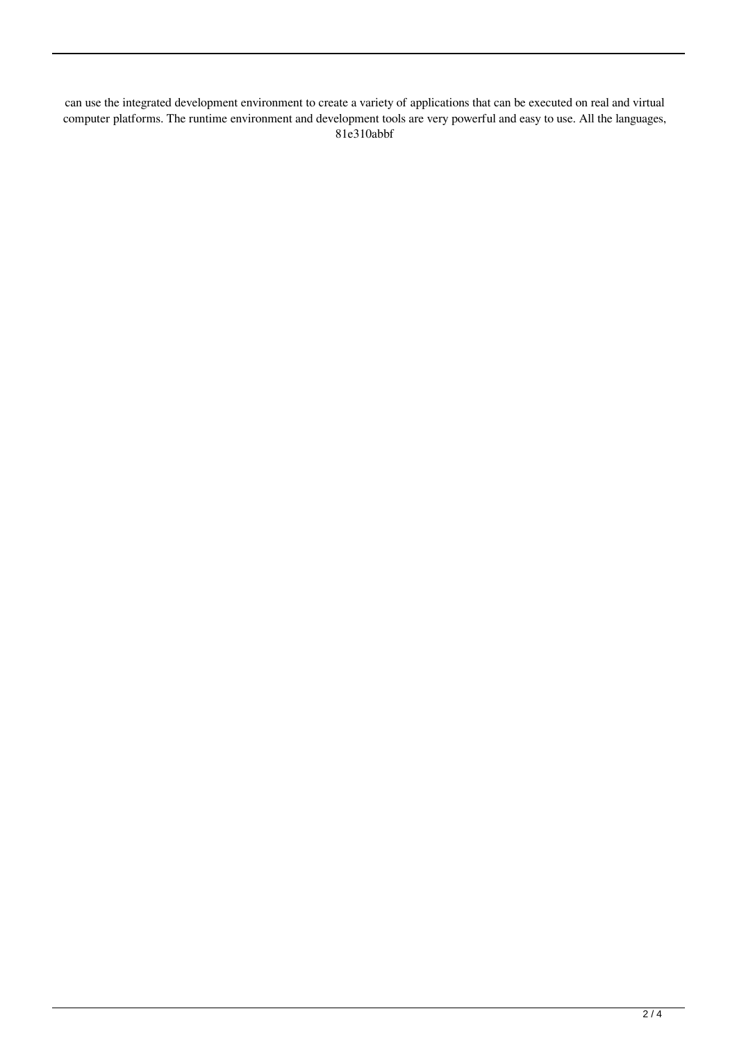can use the integrated development environment to create a variety of applications that can be executed on real and virtual computer platforms. The runtime environment and development tools are very powerful and easy to use. All the languages, 81e310abbf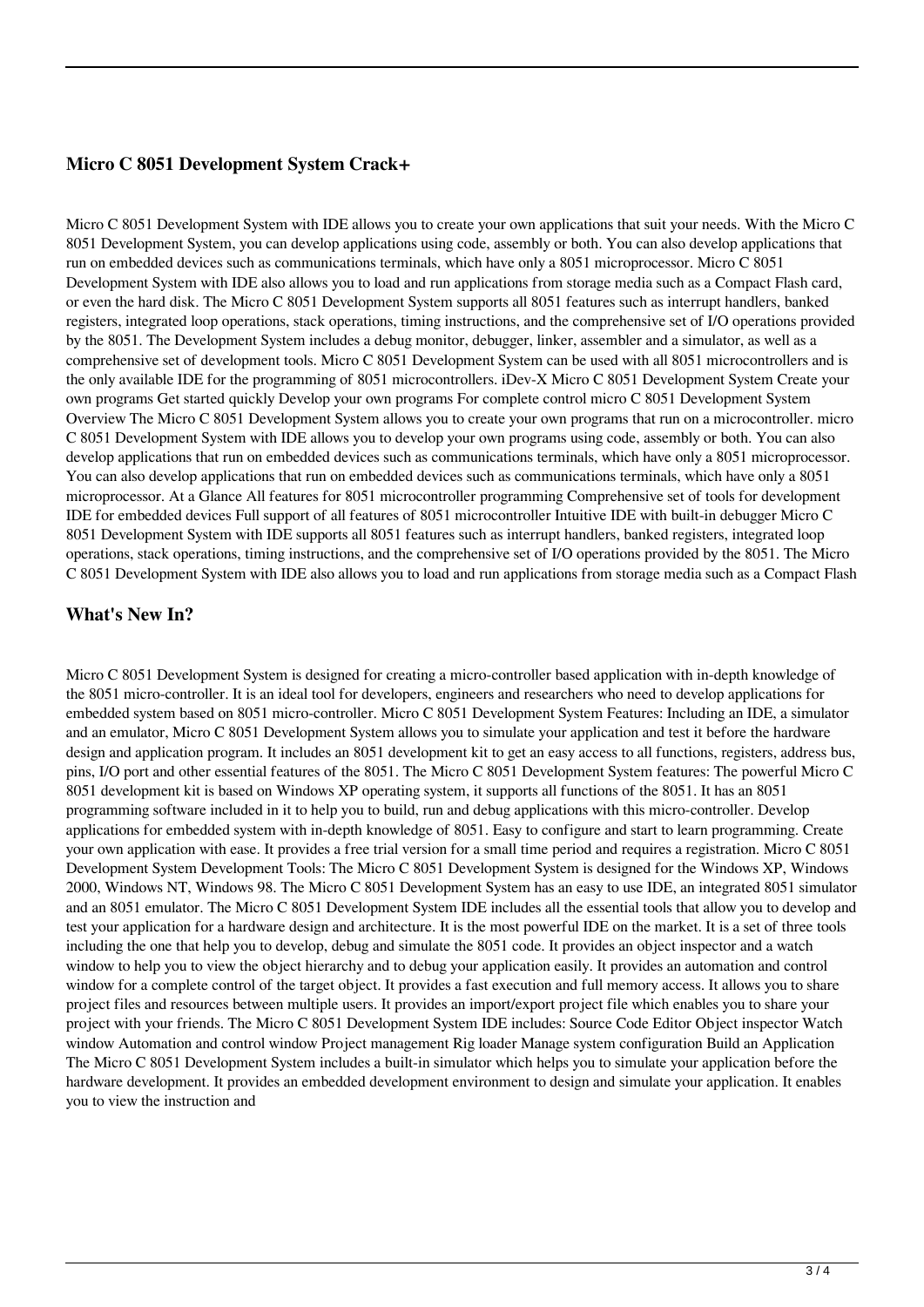## Micro C 8051 Development System Crack+

Micro C 8051 Development System with IDE allows you to create your own applications that suit your needs. With the Micro C 8051 Development System, you can develop applications using code, assembly or both. You can also develop applications that run on embedded devices such as communications terminals, which have only a 8051 microprocessor. Micro C 8051 Development System with IDE also allows you to load and run applications from storage media such as a Compact Flash card, or even the hard disk. The Micro C 8051 Development System supports all 8051 features such as interrupt handlers, banked registers, integrated loop operations, stack operations, timing instructions, and the comprehensive set of I/O operations provided by the 8051. The Development System includes a debug monitor, debugger, linker, assembler and a simulator, as well as a comprehensive set of development tools. Micro C 8051 Development System can be used with all 8051 microcontrollers and is the only available IDE for the programming of 8051 microcontrollers. iDev-X Micro C 8051 Development System Create your own programs Get started quickly Develop your own programs For complete control micro C 8051 Development System Overview The Micro C 8051 Development System allows you to create your own programs that run on a microcontroller. micro C 8051 Development System with IDE allows you to develop your own programs using code, assembly or both. You can also develop applications that run on embedded devices such as communications terminals, which have only a 8051 microprocessor. You can also develop applications that run on embedded devices such as communications terminals, which have only a 8051 microprocessor. At a Glance All features for 8051 microcontroller programming Comprehensive set of tools for development IDE for embedded devices Full support of all features of 8051 microcontroller Intuitive IDE with built-in debugger Micro C 8051 Development System with IDE supports all 8051 features such as interrupt handlers, banked registers, integrated loop operations, stack operations, timing instructions, and the comprehensive set of I/O operations provided by the 8051. The Micro C 8051 Development System with IDE also allows you to load and run applications from storage media such as a Compact Flash

## What's New In?

Micro C 8051 Development System is designed for creating a micro-controller based application with in-depth knowledge of the 8051 micro-controller. It is an ideal tool for developers, engineers and researchers who need to develop applications for embedded system based on 8051 micro-controller. Micro C 8051 Development System Features: Including an IDE, a simulator and an emulator, Micro C 8051 Development System allows you to simulate your application and test it before the hardware design and application program. It includes an 8051 development kit to get an easy access to all functions, registers, address bus, pins, I/O port and other essential features of the 8051. The Micro C 8051 Development System features: The powerful Micro C 8051 development kit is based on Windows XP operating system, it supports all functions of the 8051. It has an 8051 programming software included in it to help you to build, run and debug applications with this micro-controller. Develop applications for embedded system with in-depth knowledge of 8051. Easy to configure and start to learn programming. Create your own application with ease. It provides a free trial version for a small time period and requires a registration. Micro C 8051 Development System Development Tools: The Micro C 8051 Development System is designed for the Windows XP, Windows 2000, Windows NT, Windows 98. The Micro C 8051 Development System has an easy to use IDE, an integrated 8051 simulator and an 8051 emulator. The Micro C 8051 Development System IDE includes all the essential tools that allow you to develop and test your application for a hardware design and architecture. It is the most powerful IDE on the market. It is a set of three tools including the one that help you to develop, debug and simulate the 8051 code. It provides an object inspector and a watch window to help you to view the object hierarchy and to debug your application easily. It provides an automation and control window for a complete control of the target object. It provides a fast execution and full memory access. It allows you to share project files and resources between multiple users. It provides an import/export project file which enables you to share your project with your friends. The Micro C 8051 Development System IDE includes: Source Code Editor Object inspector Watch window Automation and control window Project management Rig loader Manage system configuration Build an Application The Micro C 8051 Development System includes a built-in simulator which helps you to simulate your application before the hardware development. It provides an embedded development environment to design and simulate your application. It enables you to view the instruction and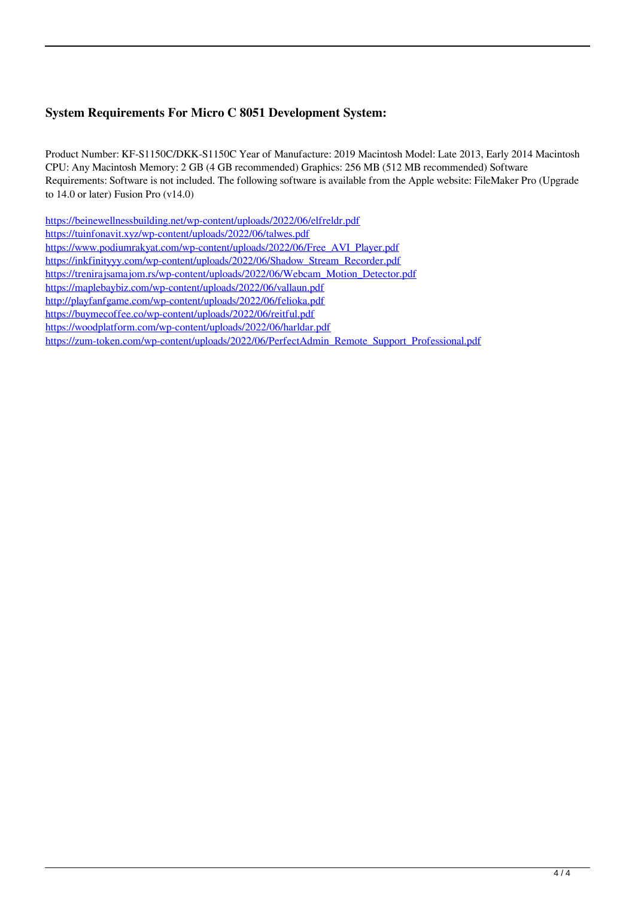### System Requirements For Micro C 8051 Development System:

Product Number: KF-S1150C/DKK-S1150C Year of Manufacture: 2019 Macintosh Model: Late 2013, Early 2014 Macintosh CPU: Any Macintosh Memory: 2 GB (4 GB recommended) Graphics: 256 MB (512 MB recommended) Software Requirements: Software is not included. The following software is available from the Apple website: FileMaker Pro (Upgrade to 14.0 or later) Fusion Pro (v14.0)

https://beinewellnessbuilding.net/wp-content/uploads/2022/06/elfreldr.pdf
https://tuinfonavit.xyz/wp-content/uploads/2022/06/talwes.pdf
https://www.podiumrakyat.com/wp-content/uploads/2022/06/Free_AVI_Player.pdf
https://inkfinityyy.com/wp-content/uploads/2022/06/Shadow_Stream_Recorder.pdf
https://trenirajsamajom.rs/wp-content/uploads/2022/06/Webcam_Motion_Detector.pdf
https://maplebaybiz.com/wp-content/uploads/2022/06/vallaun.pdf
http://playfanfgame.com/wp-content/uploads/2022/06/felioka.pdf
https://buymecoffee.co/wp-content/uploads/2022/06/reitful.pdf
https://woodplatform.com/wp-content/uploads/2022/06/harldar.pdf
https://zum-token.com/wp-content/uploads/2022/06/PerfectAdmin_Remote_Support_Professional.pdf